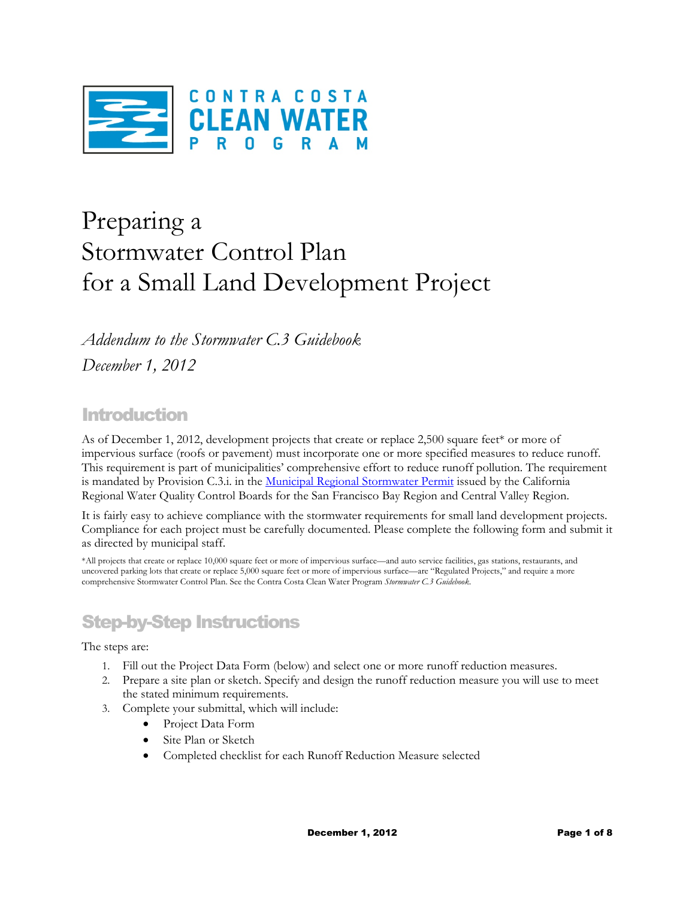CONTRA COSTA
CLEAN WATER
PROGRAM

# Preparing a Stormwater Control Plan for a Small Land Development Project

*Addendum to the Stormwater C.3 Guidebook*

*December 1, 2012*

## Introduction

As of December 1, 2012, development projects that create or replace 2,500 square feet* or more of impervious surface (roofs or pavement) must incorporate one or more specified measures to reduce runoff. This requirement is part of municipalities' comprehensive effort to reduce runoff pollution. The requirement is mandated by Provision C.3.i. in the [Municipal Regional Stormwater Permit]() issued by the California Regional Water Quality Control Boards for the San Francisco Bay Region and Central Valley Region.

It is fairly easy to achieve compliance with the stormwater requirements for small land development projects. Compliance for each project must be carefully documented. Please complete the following form and submit it as directed by municipal staff.

*All projects that create or replace 10,000 square feet or more of impervious surface—and auto service facilities, gas stations, restaurants, and uncovered parking lots that create or replace 5,000 square feet or more of impervious surface—are "Regulated Projects," and require a more comprehensive Stormwater Control Plan. See the Contra Costa Clean Water Program *Stormwater C.3 Guidebook*.

## Step-by-Step Instructions

The steps are:

1. Fill out the Project Data Form (below) and select one or more runoff reduction measures.
2. Prepare a site plan or sketch. Specify and design the runoff reduction measure you will use to meet the stated minimum requirements.
3. Complete your submittal, which will include:
   - Project Data Form
   - Site Plan or Sketch
   - Completed checklist for each Runoff Reduction Measure selected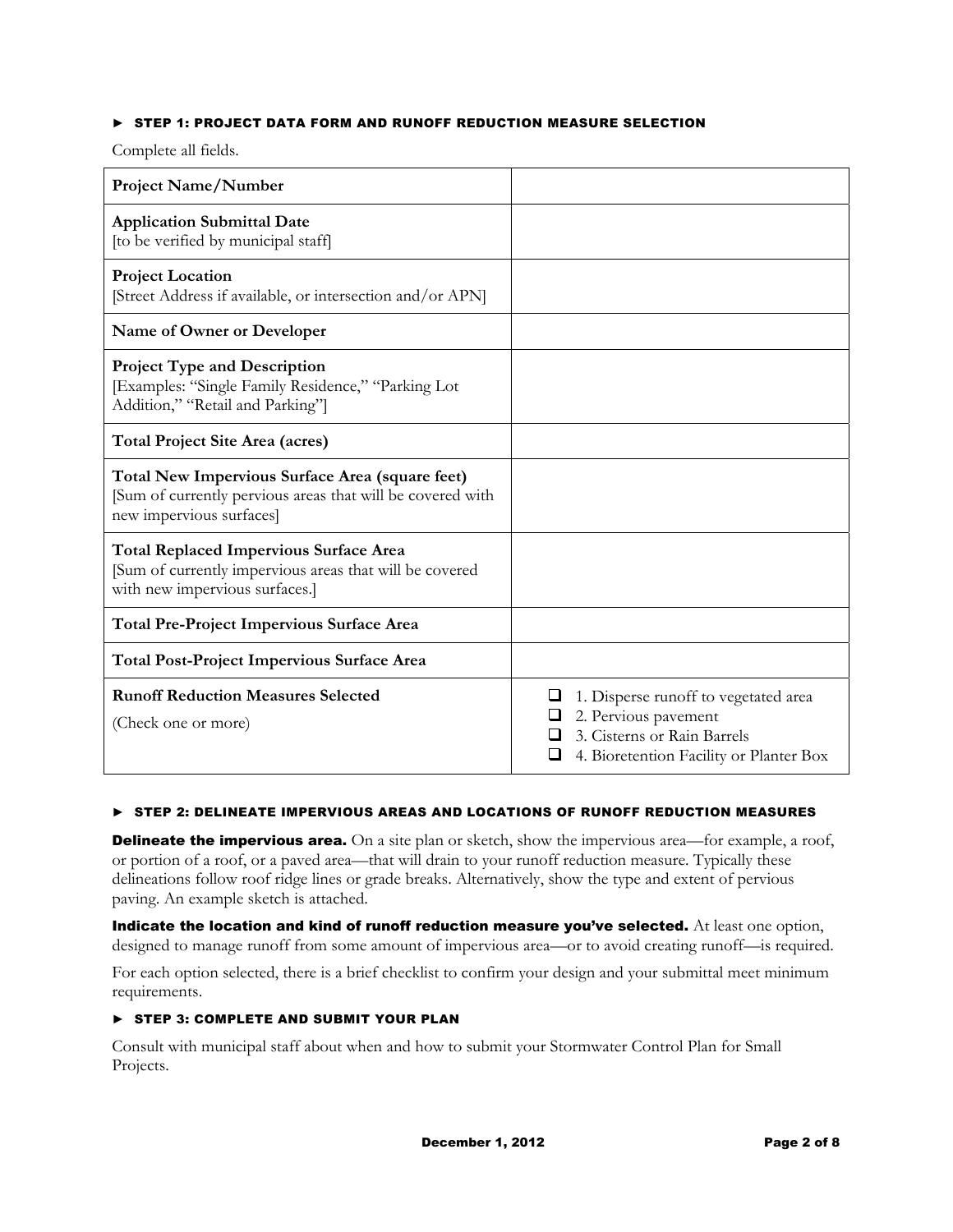## ► STEP 1: PROJECT DATA FORM AND RUNOFF REDUCTION MEASURE SELECTION

Complete all fields.

| | |
|---|---|
| **Project Name/Number** | |
| **Application Submittal Date**<br>[to be verified by municipal staff] | |
| **Project Location**<br>[Street Address if available, or intersection and/or APN] | |
| **Name of Owner or Developer** | |
| **Project Type and Description**<br>[Examples: "Single Family Residence," "Parking Lot Addition," "Retail and Parking"] | |
| **Total Project Site Area (acres)** | |
| **Total New Impervious Surface Area (square feet)**<br>[Sum of currently pervious areas that will be covered with new impervious surfaces] | |
| **Total Replaced Impervious Surface Area**<br>[Sum of currently impervious areas that will be covered with new impervious surfaces.] | |
| **Total Pre-Project Impervious Surface Area** | |
| **Total Post-Project Impervious Surface Area** | |
| **Runoff Reduction Measures Selected**<br>(Check one or more) | ☐ 1. Disperse runoff to vegetated area<br>☐ 2. Pervious pavement<br>☐ 3. Cisterns or Rain Barrels<br>☐ 4. Bioretention Facility or Planter Box |

## ► STEP 2: DELINEATE IMPERVIOUS AREAS AND LOCATIONS OF RUNOFF REDUCTION MEASURES

**Delineate the impervious area.** On a site plan or sketch, show the impervious area—for example, a roof, or portion of a roof, or a paved area—that will drain to your runoff reduction measure. Typically these delineations follow roof ridge lines or grade breaks. Alternatively, show the type and extent of pervious paving. An example sketch is attached.

**Indicate the location and kind of runoff reduction measure you've selected.** At least one option, designed to manage runoff from some amount of impervious area—or to avoid creating runoff—is required.

For each option selected, there is a brief checklist to confirm your design and your submittal meet minimum requirements.

## ► STEP 3: COMPLETE AND SUBMIT YOUR PLAN

Consult with municipal staff about when and how to submit your Stormwater Control Plan for Small Projects.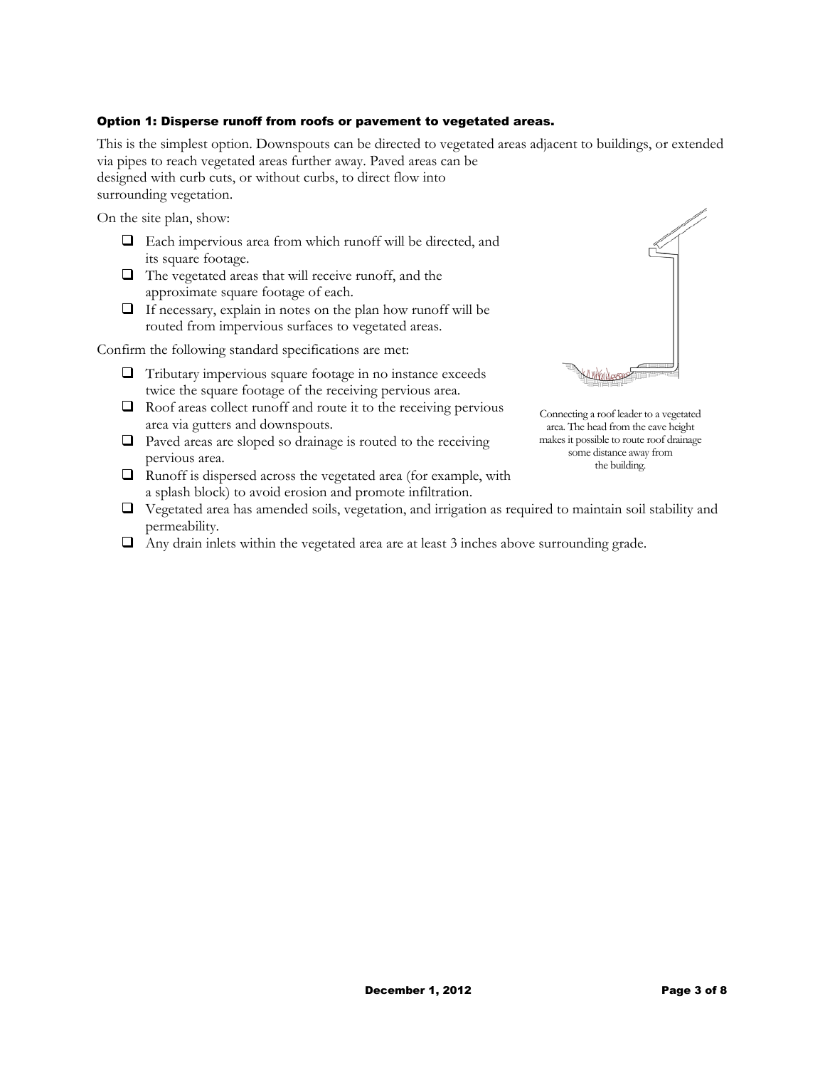### Option 1: Disperse runoff from roofs or pavement to vegetated areas.

This is the simplest option. Downspouts can be directed to vegetated areas adjacent to buildings, or extended via pipes to reach vegetated areas further away. Paved areas can be designed with curb cuts, or without curbs, to direct flow into surrounding vegetation.

On the site plan, show:

- ❑ Each impervious area from which runoff will be directed, and its square footage.
- ❑ The vegetated areas that will receive runoff, and the approximate square footage of each.
- ❑ If necessary, explain in notes on the plan how runoff will be routed from impervious surfaces to vegetated areas.

Confirm the following standard specifications are met:

- ❑ Tributary impervious square footage in no instance exceeds twice the square footage of the receiving pervious area.
- ❑ Roof areas collect runoff and route it to the receiving pervious area via gutters and downspouts.
- ❑ Paved areas are sloped so drainage is routed to the receiving pervious area.
- ❑ Runoff is dispersed across the vegetated area (for example, with a splash block) to avoid erosion and promote infiltration.
- ❑ Vegetated area has amended soils, vegetation, and irrigation as required to maintain soil stability and permeability.
- ❑ Any drain inlets within the vegetated area are at least 3 inches above surrounding grade.

Connecting a roof leader to a vegetated area. The head from the eave height makes it possible to route roof drainage some distance away from the building.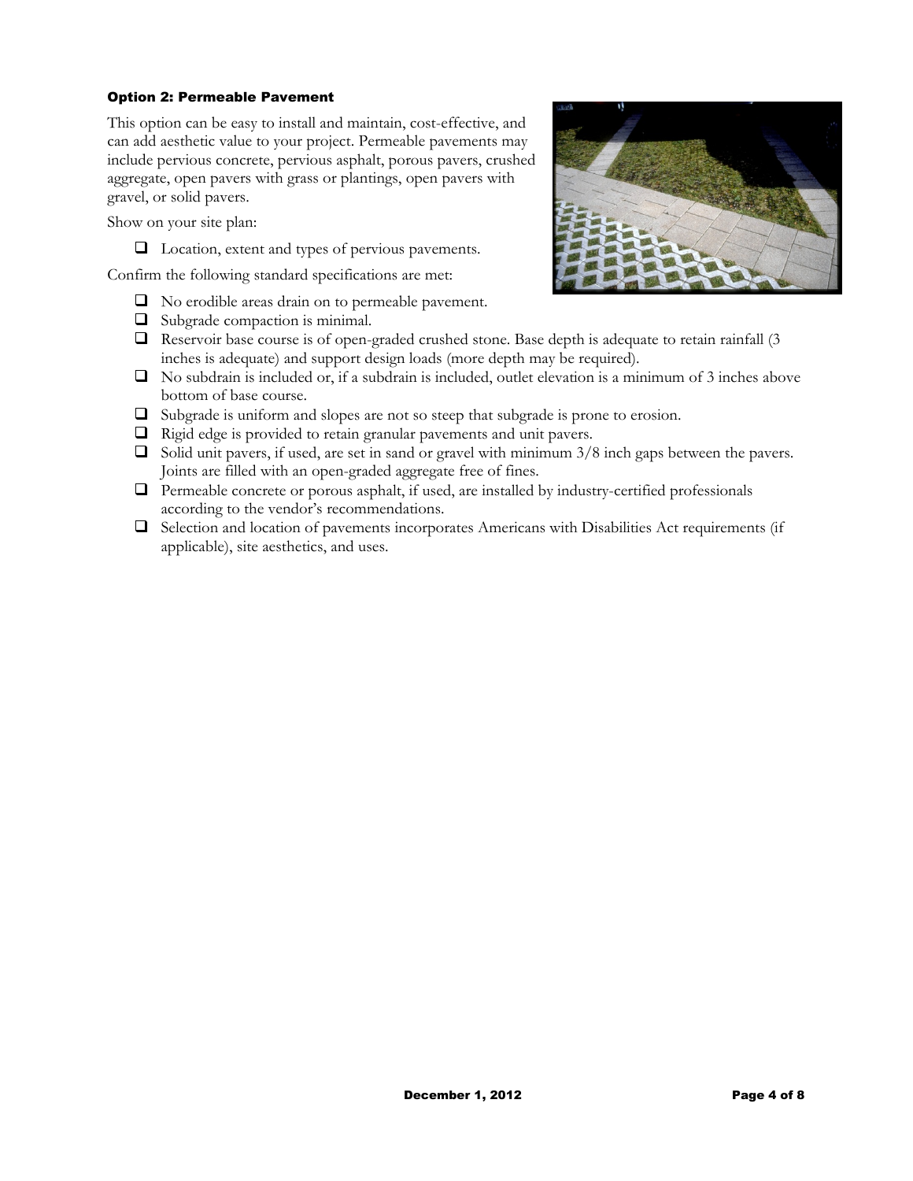### Option 2: Permeable Pavement

This option can be easy to install and maintain, cost-effective, and can add aesthetic value to your project. Permeable pavements may include pervious concrete, pervious asphalt, porous pavers, crushed aggregate, open pavers with grass or plantings, open pavers with gravel, or solid pavers.

Show on your site plan:

- ☐ Location, extent and types of pervious pavements.

Confirm the following standard specifications are met:

- ☐ No erodible areas drain on to permeable pavement.
- ☐ Subgrade compaction is minimal.
- ☐ Reservoir base course is of open-graded crushed stone. Base depth is adequate to retain rainfall (3 inches is adequate) and support design loads (more depth may be required).
- ☐ No subdrain is included or, if a subdrain is included, outlet elevation is a minimum of 3 inches above bottom of base course.
- ☐ Subgrade is uniform and slopes are not so steep that subgrade is prone to erosion.
- ☐ Rigid edge is provided to retain granular pavements and unit pavers.
- ☐ Solid unit pavers, if used, are set in sand or gravel with minimum 3/8 inch gaps between the pavers. Joints are filled with an open-graded aggregate free of fines.
- ☐ Permeable concrete or porous asphalt, if used, are installed by industry-certified professionals according to the vendor's recommendations.
- ☐ Selection and location of pavements incorporates Americans with Disabilities Act requirements (if applicable), site aesthetics, and uses.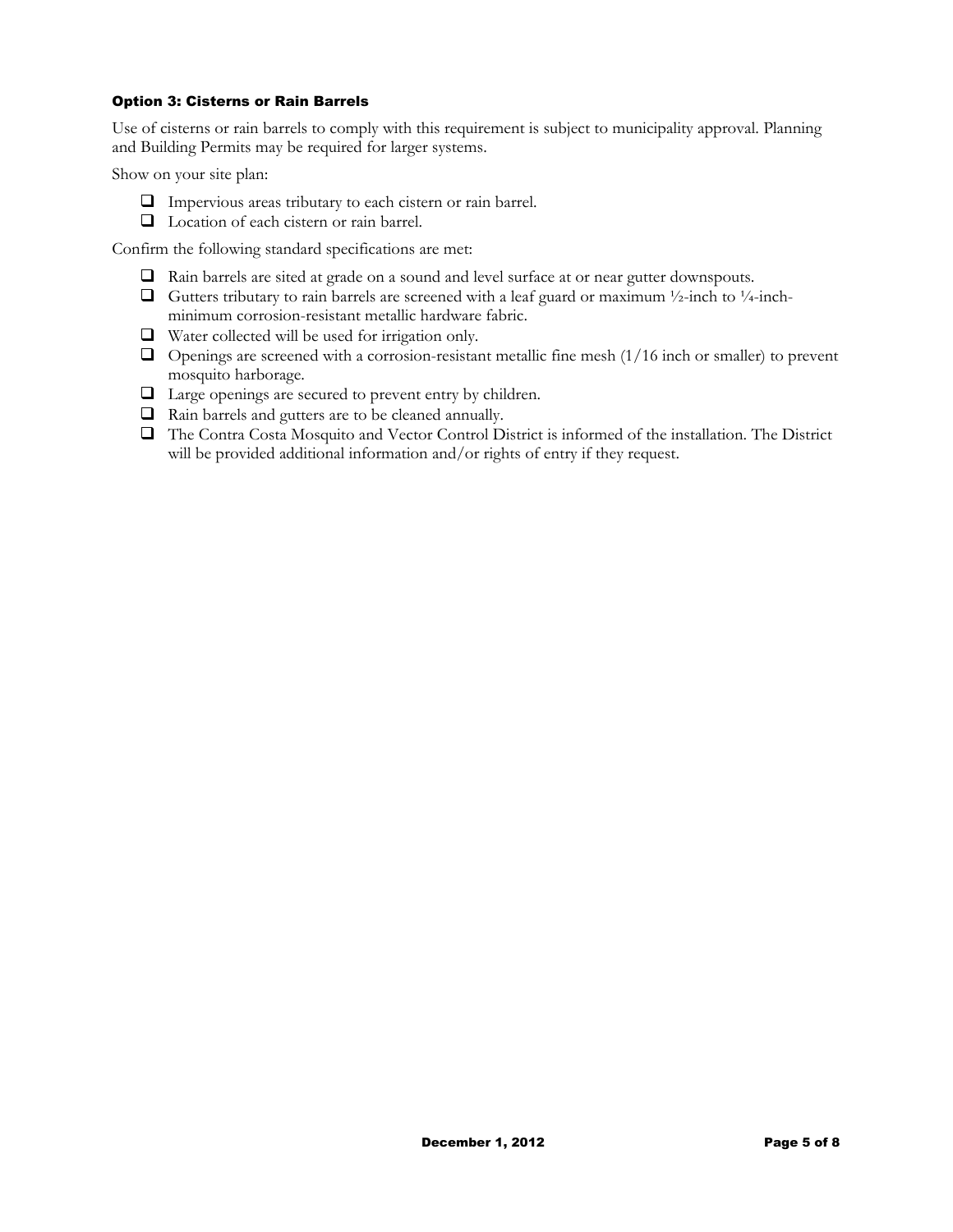### Option 3: Cisterns or Rain Barrels

Use of cisterns or rain barrels to comply with this requirement is subject to municipality approval. Planning and Building Permits may be required for larger systems.

Show on your site plan:

- ☐ Impervious areas tributary to each cistern or rain barrel.
- ☐ Location of each cistern or rain barrel.

Confirm the following standard specifications are met:

- ☐ Rain barrels are sited at grade on a sound and level surface at or near gutter downspouts.
- ☐ Gutters tributary to rain barrels are screened with a leaf guard or maximum ½-inch to ¼-inch-minimum corrosion-resistant metallic hardware fabric.
- ☐ Water collected will be used for irrigation only.
- ☐ Openings are screened with a corrosion-resistant metallic fine mesh (1/16 inch or smaller) to prevent mosquito harborage.
- ☐ Large openings are secured to prevent entry by children.
- ☐ Rain barrels and gutters are to be cleaned annually.
- ☐ The Contra Costa Mosquito and Vector Control District is informed of the installation. The District will be provided additional information and/or rights of entry if they request.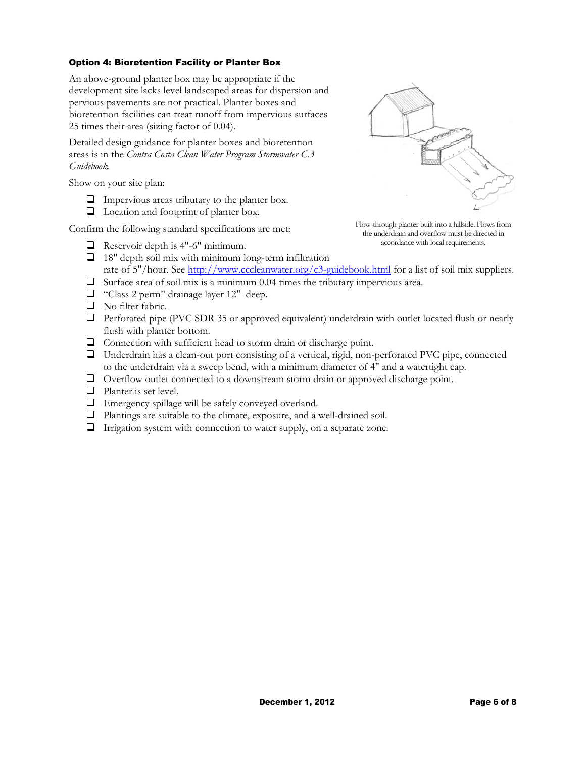### Option 4: Bioretention Facility or Planter Box

An above-ground planter box may be appropriate if the development site lacks level landscaped areas for dispersion and pervious pavements are not practical. Planter boxes and bioretention facilities can treat runoff from impervious surfaces 25 times their area (sizing factor of 0.04).

Detailed design guidance for planter boxes and bioretention areas is in the *Contra Costa Clean Water Program Stormwater C.3 Guidebook*.

Show on your site plan:

- ☐ Impervious areas tributary to the planter box.
- ☐ Location and footprint of planter box.

Flow-through planter built into a hillside. Flows from the underdrain and overflow must be directed in accordance with local requirements.

Confirm the following standard specifications are met:

- ☐ Reservoir depth is 4"-6" minimum.
- ☐ 18" depth soil mix with minimum long-term infiltration rate of 5"/hour. See [http://www.cccleanwater.org/c3-guidebook.html](http://www.cccleanwater.org/c3-guidebook.html) for a list of soil mix suppliers.
- ☐ Surface area of soil mix is a minimum 0.04 times the tributary impervious area.
- ☐ "Class 2 perm" drainage layer 12" deep.
- ☐ No filter fabric.
- ☐ Perforated pipe (PVC SDR 35 or approved equivalent) underdrain with outlet located flush or nearly flush with planter bottom.
- ☐ Connection with sufficient head to storm drain or discharge point.
- ☐ Underdrain has a clean-out port consisting of a vertical, rigid, non-perforated PVC pipe, connected to the underdrain via a sweep bend, with a minimum diameter of 4" and a watertight cap.
- ☐ Overflow outlet connected to a downstream storm drain or approved discharge point.
- ☐ Planter is set level.
- ☐ Emergency spillage will be safely conveyed overland.
- ☐ Plantings are suitable to the climate, exposure, and a well-drained soil.
- ☐ Irrigation system with connection to water supply, on a separate zone.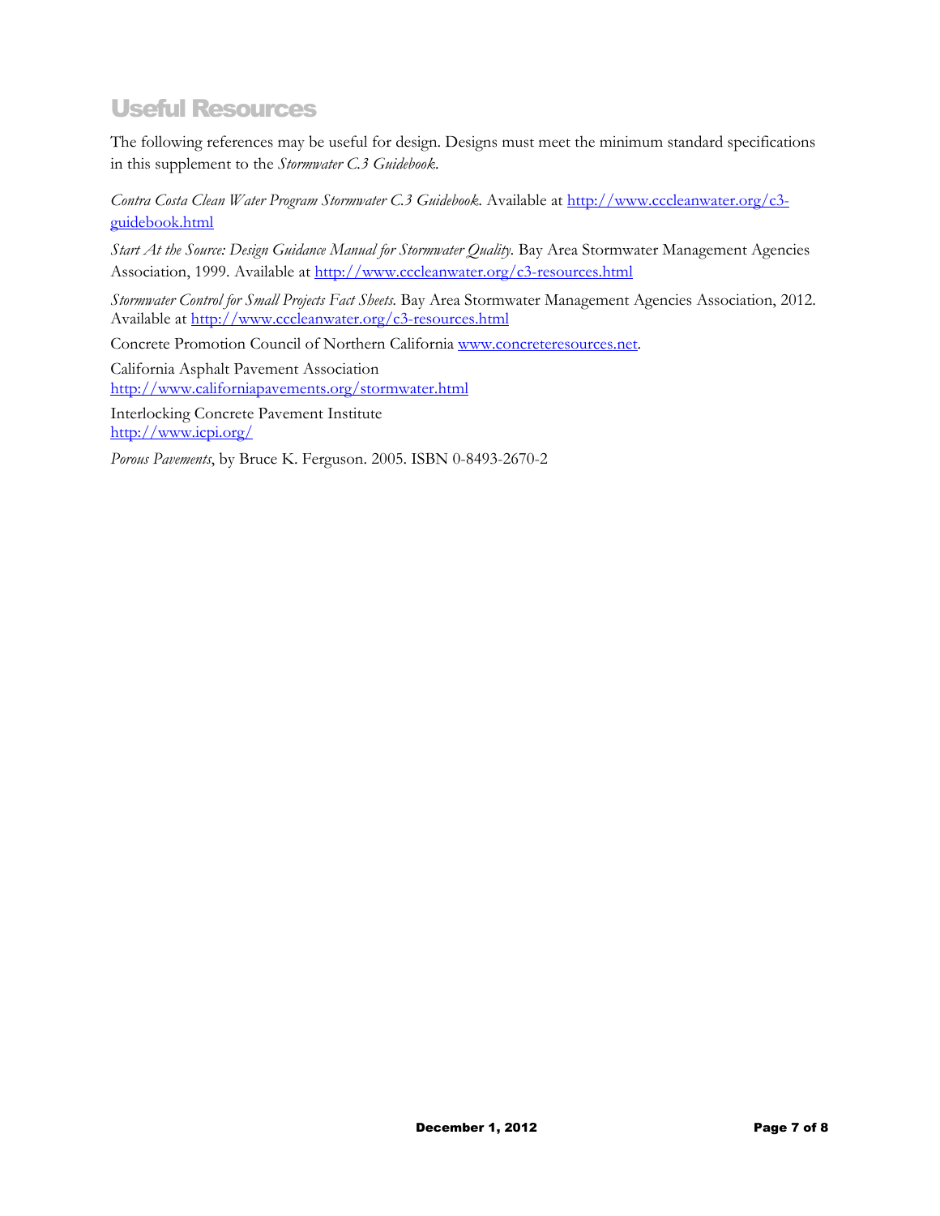## Useful Resources

The following references may be useful for design. Designs must meet the minimum standard specifications in this supplement to the *Stormwater C.3 Guidebook*.

*Contra Costa Clean Water Program Stormwater C.3 Guidebook*. Available at http://www.cccleanwater.org/c3-guidebook.html

*Start At the Source: Design Guidance Manual for Stormwater Quality*. Bay Area Stormwater Management Agencies Association, 1999. Available at http://www.cccleanwater.org/c3-resources.html

*Stormwater Control for Small Projects Fact Sheets*. Bay Area Stormwater Management Agencies Association, 2012. Available at http://www.cccleanwater.org/c3-resources.html

Concrete Promotion Council of Northern California www.concreteresources.net.

California Asphalt Pavement Association
http://www.californiapavements.org/stormwater.html

Interlocking Concrete Pavement Institute
http://www.icpi.org/

*Porous Pavements*, by Bruce K. Ferguson. 2005. ISBN 0-8493-2670-2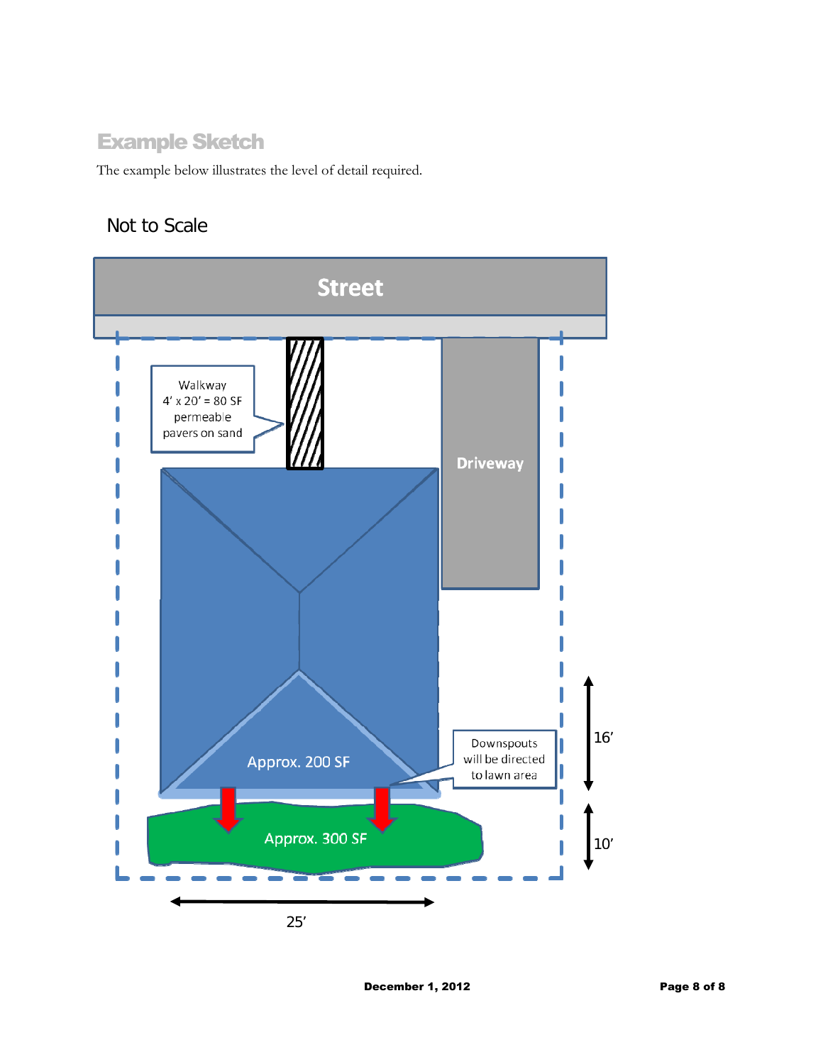## Example Sketch

The example below illustrates the level of detail required.

Not to Scale

Street

Walkway
4' x 20' = 80 SF
permeable
pavers on sand

Driveway

Approx. 200 SF

Downspouts
will be directed
to lawn area

16'

Approx. 300 SF

10'

25'

December 1, 2012